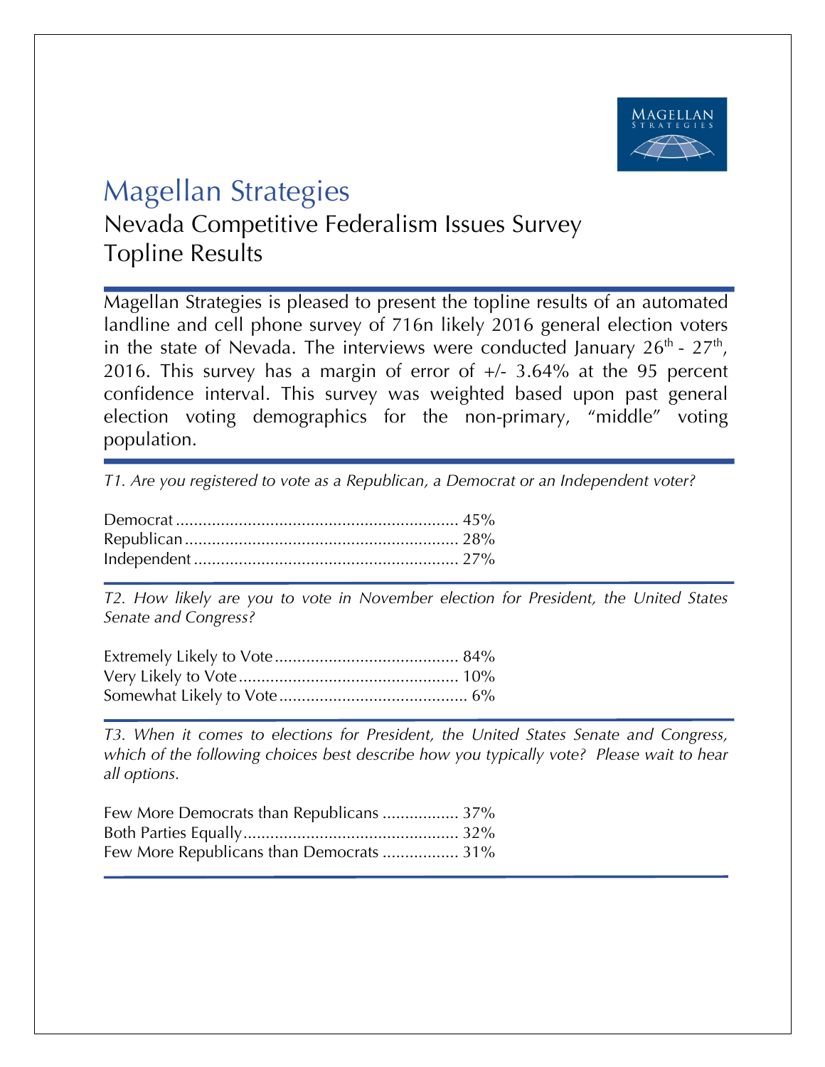# Magellan Strategies

## Nevada Competitive Federalism Issues Survey
## Topline Results

Magellan Strategies is pleased to present the topline results of an automated landline and cell phone survey of 716n likely 2016 general election voters in the state of Nevada. The interviews were conducted January 26th - 27th, 2016. This survey has a margin of error of +/- 3.64% at the 95 percent confidence interval. This survey was weighted based upon past general election voting demographics for the non-primary, "middle" voting population.

*T1. Are you registered to vote as a Republican, a Democrat or an Independent voter?*

| | |
|---|---|
| Democrat | 45% |
| Republican | 28% |
| Independent | 27% |

*T2. How likely are you to vote in November election for President, the United States Senate and Congress?*

| | |
|---|---|
| Extremely Likely to Vote | 84% |
| Very Likely to Vote | 10% |
| Somewhat Likely to Vote | 6% |

*T3. When it comes to elections for President, the United States Senate and Congress, which of the following choices best describe how you typically vote? Please wait to hear all options.*

| | |
|---|---|
| Few More Democrats than Republicans | 37% |
| Both Parties Equally | 32% |
| Few More Republicans than Democrats | 31% |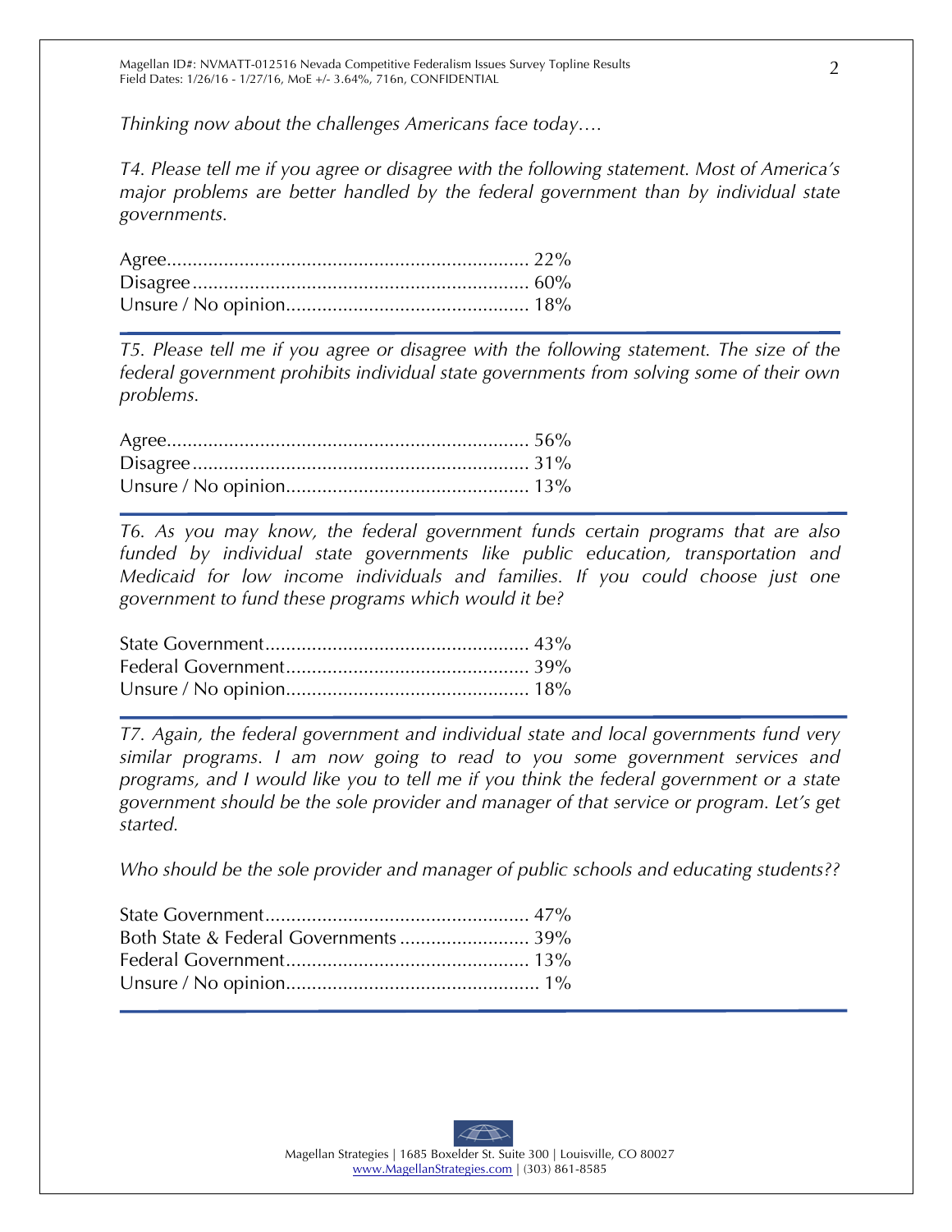*Thinking now about the challenges Americans face today….*

*T4. Please tell me if you agree or disagree with the following statement. Most of America's major problems are better handled by the federal government than by individual state governments.*

Agree...................................................................... 22%
Disagree.................................................................. 60%
Unsure / No opinion............................................... 18%

---

*T5. Please tell me if you agree or disagree with the following statement. The size of the federal government prohibits individual state governments from solving some of their own problems.*

Agree...................................................................... 56%
Disagree.................................................................. 31%
Unsure / No opinion............................................... 13%

---

*T6. As you may know, the federal government funds certain programs that are also funded by individual state governments like public education, transportation and Medicaid for low income individuals and families. If you could choose just one government to fund these programs which would it be?*

State Government................................................... 43%
Federal Government............................................... 39%
Unsure / No opinion............................................... 18%

---

*T7. Again, the federal government and individual state and local governments fund very similar programs. I am now going to read to you some government services and programs, and I would like you to tell me if you think the federal government or a state government should be the sole provider and manager of that service or program. Let's get started.*

*Who should be the sole provider and manager of public schools and educating students??*

State Government................................................... 47%
Both State & Federal Governments ......................... 39%
Federal Government............................................... 13%
Unsure / No opinion................................................ 1%

---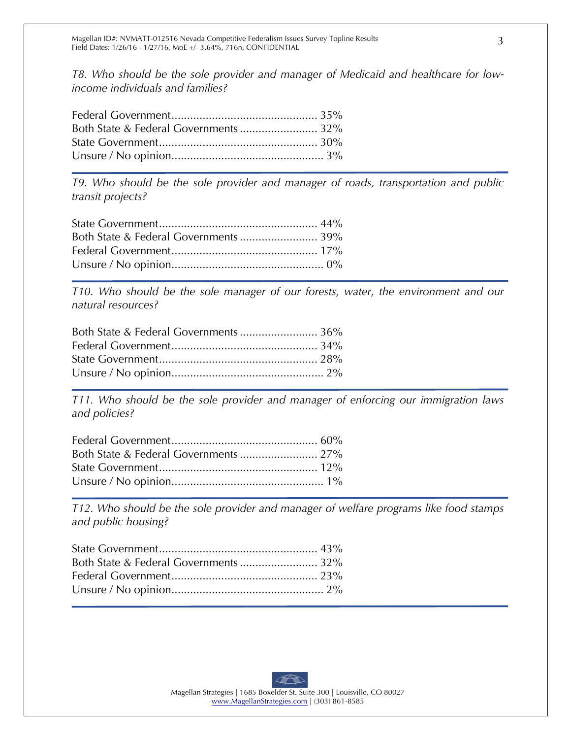*T8. Who should be the sole provider and manager of Medicaid and healthcare for low-income individuals and families?*

Federal Government............................................... 35%
Both State & Federal Governments ......................... 32%
State Government................................................... 30%
Unsure / No opinion................................................. 3%

---

*T9. Who should be the sole provider and manager of roads, transportation and public transit projects?*

State Government................................................... 44%
Both State & Federal Governments ......................... 39%
Federal Government............................................... 17%
Unsure / No opinion................................................. 0%

---

*T10. Who should be the sole manager of our forests, water, the environment and our natural resources?*

Both State & Federal Governments ......................... 36%
Federal Government............................................... 34%
State Government................................................... 28%
Unsure / No opinion................................................. 2%

---

*T11. Who should be the sole provider and manager of enforcing our immigration laws and policies?*

Federal Government............................................... 60%
Both State & Federal Governments ......................... 27%
State Government................................................... 12%
Unsure / No opinion................................................. 1%

---

*T12. Who should be the sole provider and manager of welfare programs like food stamps and public housing?*

State Government................................................... 43%
Both State & Federal Governments ......................... 32%
Federal Government............................................... 23%
Unsure / No opinion................................................. 2%

---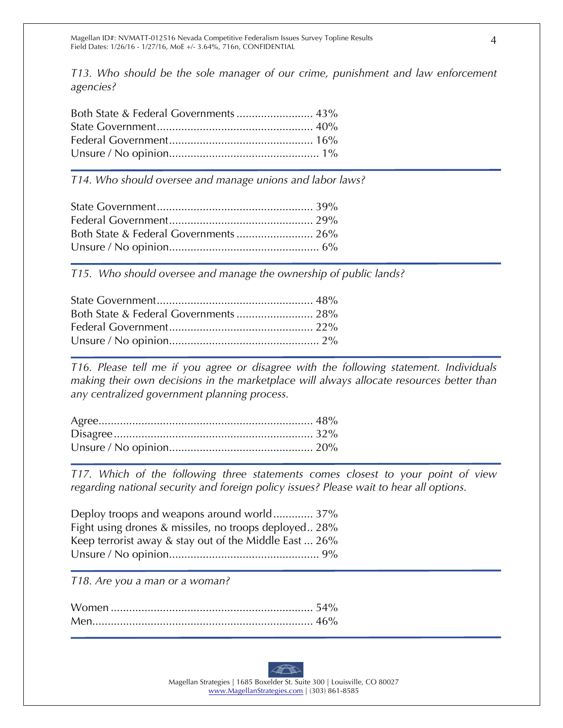*T13. Who should be the sole manager of our crime, punishment and law enforcement agencies?*

Both State & Federal Governments ......................... 43%
State Government................................................... 40%
Federal Government............................................... 16%
Unsure / No opinion................................................. 1%

---

*T14. Who should oversee and manage unions and labor laws?*

State Government................................................... 39%
Federal Government............................................... 29%
Both State & Federal Governments ......................... 26%
Unsure / No opinion................................................. 6%

---

*T15. Who should oversee and manage the ownership of public lands?*

State Government................................................... 48%
Both State & Federal Governments ......................... 28%
Federal Government............................................... 22%
Unsure / No opinion................................................. 2%

---

*T16. Please tell me if you agree or disagree with the following statement. Individuals making their own decisions in the marketplace will always allocate resources better than any centralized government planning process.*

Agree...................................................................... 48%
Disagree.................................................................. 32%
Unsure / No opinion............................................... 20%

---

*T17. Which of the following three statements comes closest to your point of view regarding national security and foreign policy issues? Please wait to hear all options.*

Deploy troops and weapons around world............. 37%
Fight using drones & missiles, no troops deployed.. 28%
Keep terrorist away & stay out of the Middle East ... 26%
Unsure / No opinion................................................. 9%

---

*T18. Are you a man or a woman?*

Women .................................................................. 54%
Men........................................................................ 46%

---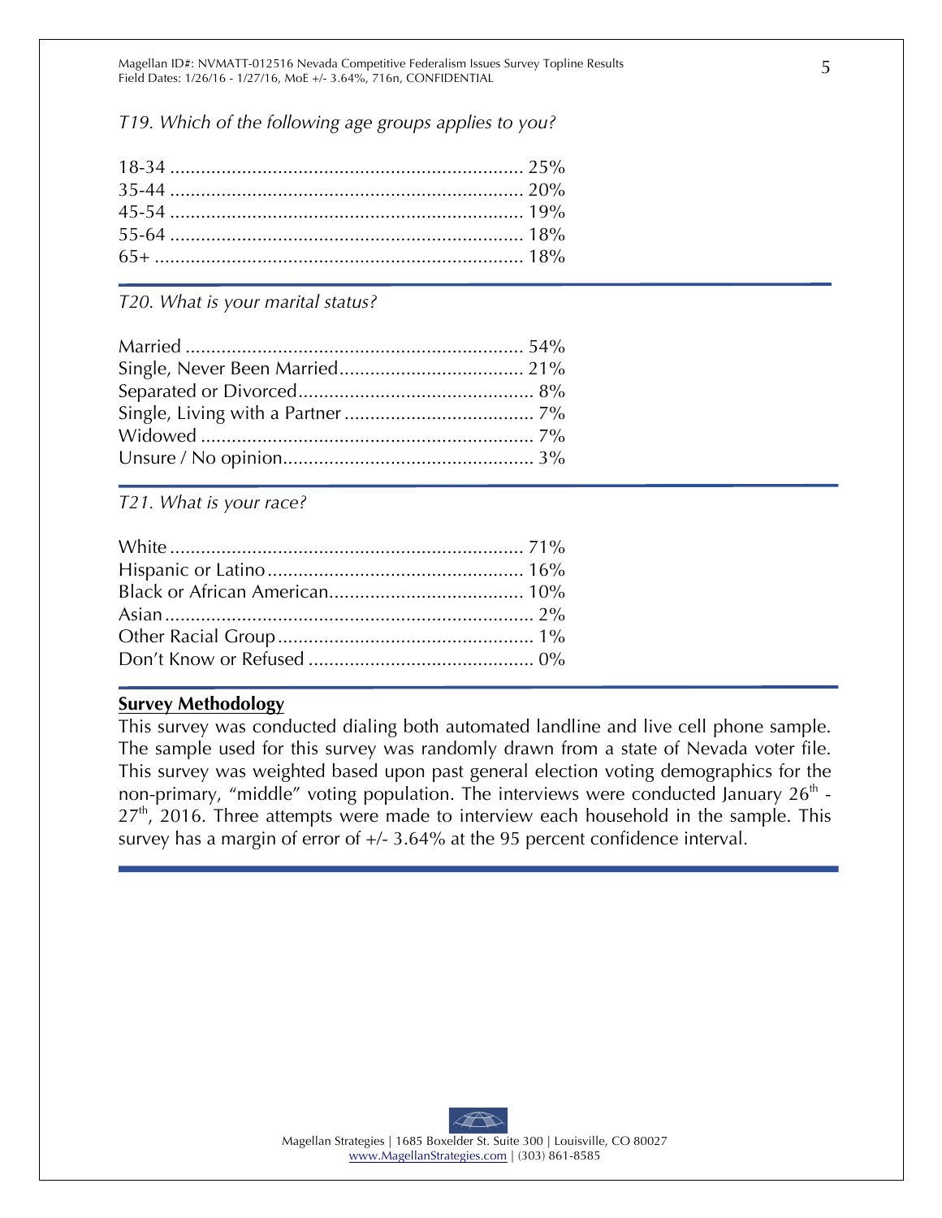*T19. Which of the following age groups applies to you?*

| | |
|---|---|
| 18-34 | 25% |
| 35-44 | 20% |
| 45-54 | 19% |
| 55-64 | 18% |
| 65+ | 18% |

*T20. What is your marital status?*

| | |
|---|---|
| Married | 54% |
| Single, Never Been Married | 21% |
| Separated or Divorced | 8% |
| Single, Living with a Partner | 7% |
| Widowed | 7% |
| Unsure / No opinion | 3% |

*T21. What is your race?*

| | |
|---|---|
| White | 71% |
| Hispanic or Latino | 16% |
| Black or African American | 10% |
| Asian | 2% |
| Other Racial Group | 1% |
| Don't Know or Refused | 0% |

**Survey Methodology**

This survey was conducted dialing both automated landline and live cell phone sample. The sample used for this survey was randomly drawn from a state of Nevada voter file. This survey was weighted based upon past general election voting demographics for the non-primary, "middle" voting population. The interviews were conducted January 26th - 27th, 2016. Three attempts were made to interview each household in the sample. This survey has a margin of error of +/- 3.64% at the 95 percent confidence interval.